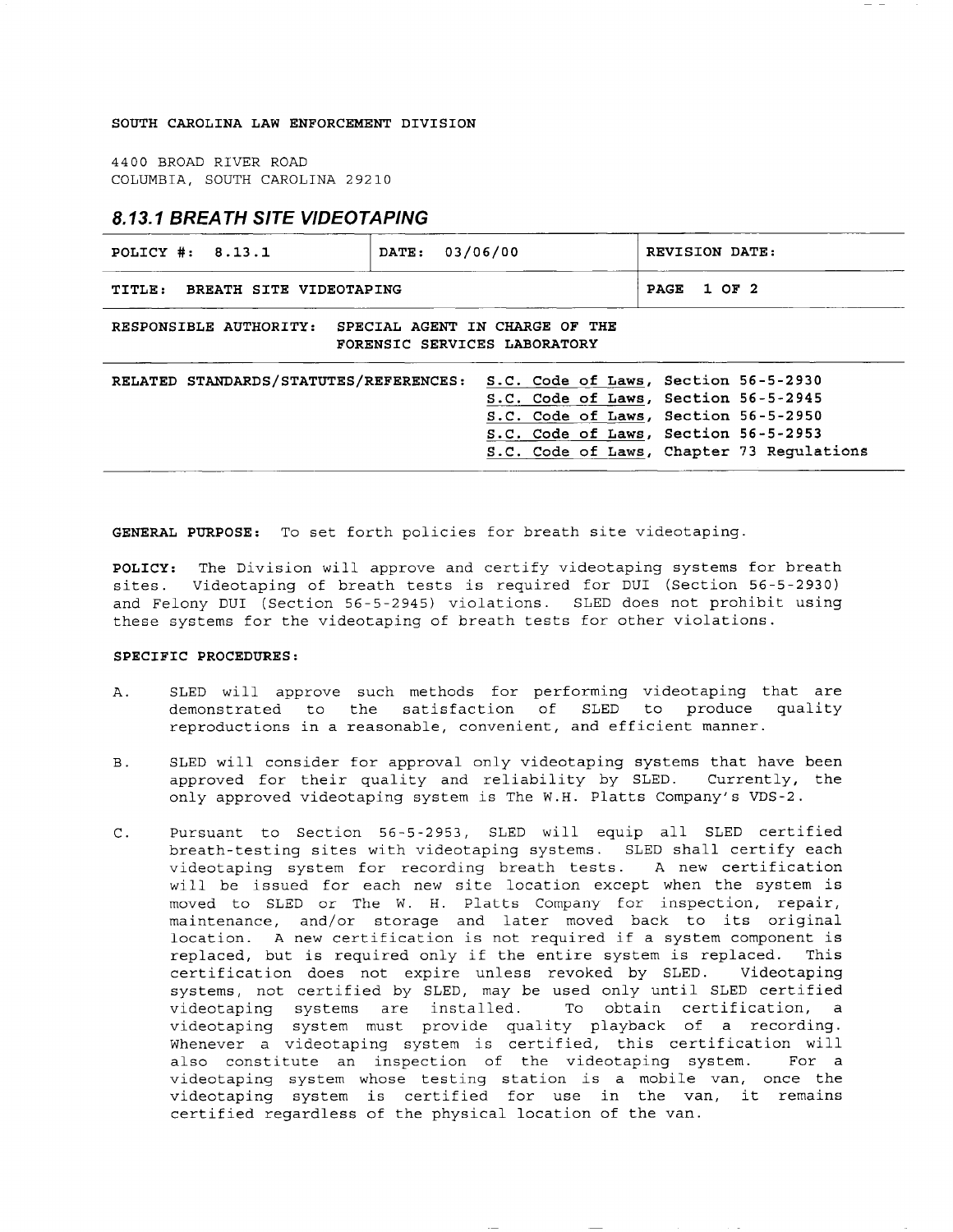SOUTH CAROLINA LAW ENFORCEMENT DIVISION

4400 BROAD RIVER ROAD
COLUMBIA, SOUTH CAROLINA 29210

## 8.13.1 BREATH SITE VIDEOTAPING

| POLICY #: 8.13.1 | DATE: 03/06/00 | REVISION DATE: |
|---|---|---|
| TITLE: BREATH SITE VIDEOTAPING | | PAGE 1 OF 2 |
| RESPONSIBLE AUTHORITY: SPECIAL AGENT IN CHARGE OF THE FORENSIC SERVICES LABORATORY | | |
| RELATED STANDARDS/STATUTES/REFERENCES: S.C. Code of Laws, Section 56-5-2930; S.C. Code of Laws, Section 56-5-2945; S.C. Code of Laws, Section 56-5-2950; S.C. Code of Laws, Section 56-5-2953; S.C. Code of Laws, Chapter 73 Regulations | | |

**GENERAL PURPOSE:** To set forth policies for breath site videotaping.

**POLICY:** The Division will approve and certify videotaping systems for breath sites. Videotaping of breath tests is required for DUI (Section 56-5-2930) and Felony DUI (Section 56-5-2945) violations. SLED does not prohibit using these systems for the videotaping of breath tests for other violations.

**SPECIFIC PROCEDURES:**

A. SLED will approve such methods for performing videotaping that are demonstrated to the satisfaction of SLED to produce quality reproductions in a reasonable, convenient, and efficient manner.

B. SLED will consider for approval only videotaping systems that have been approved for their quality and reliability by SLED. Currently, the only approved videotaping system is The W.H. Platts Company's VDS-2.

C. Pursuant to Section 56-5-2953, SLED will equip all SLED certified breath-testing sites with videotaping systems. SLED shall certify each videotaping system for recording breath tests. A new certification will be issued for each new site location except when the system is moved to SLED or The W. H. Platts Company for inspection, repair, maintenance, and/or storage and later moved back to its original location. A new certification is not required if a system component is replaced, but is required only if the entire system is replaced. This certification does not expire unless revoked by SLED. Videotaping systems, not certified by SLED, may be used only until SLED certified videotaping systems are installed. To obtain certification, a videotaping system must provide quality playback of a recording. Whenever a videotaping system is certified, this certification will also constitute an inspection of the videotaping system. For a videotaping system whose testing station is a mobile van, once the videotaping system is certified for use in the van, it remains certified regardless of the physical location of the van.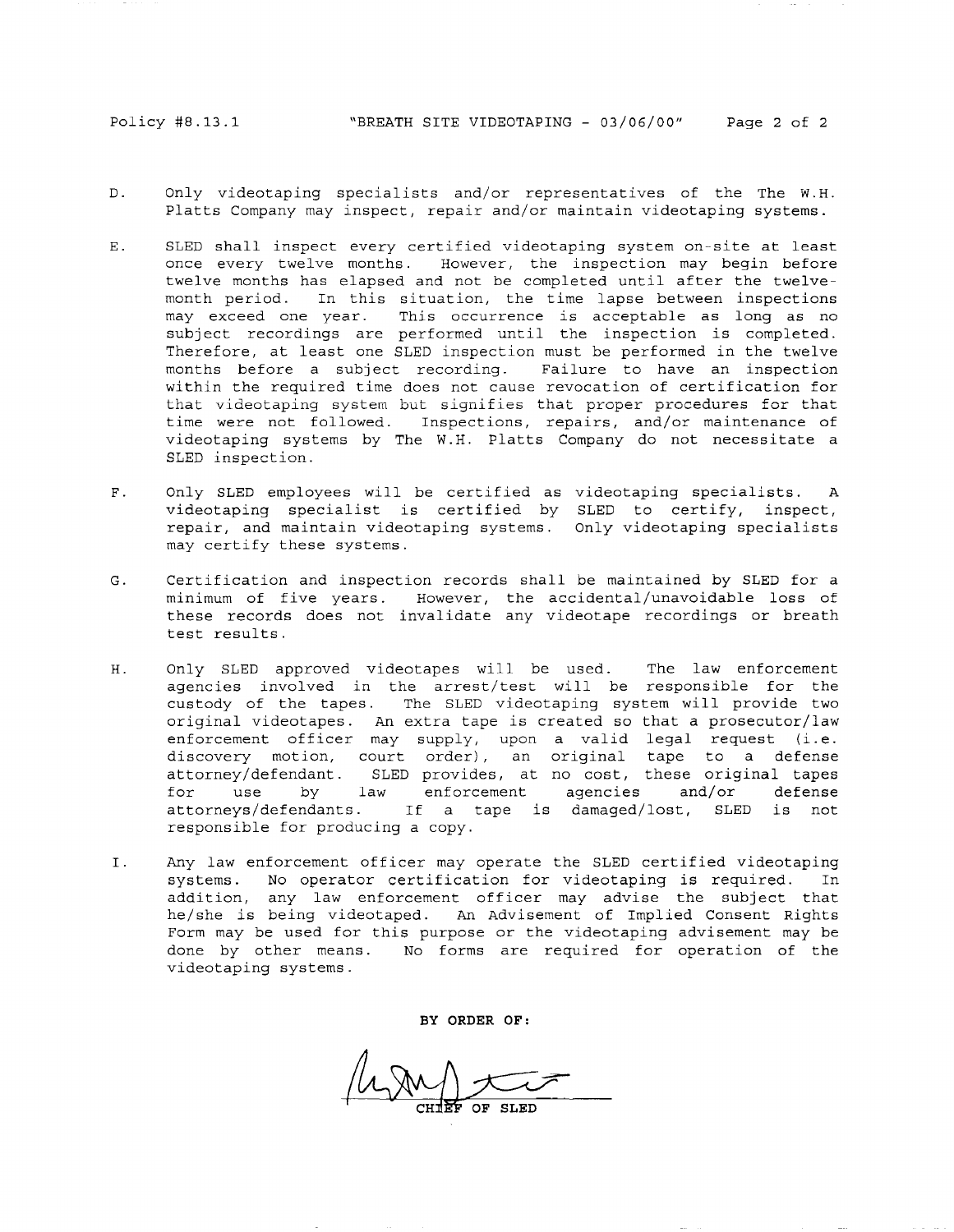D. Only videotaping specialists and/or representatives of the The W.H. Platts Company may inspect, repair and/or maintain videotaping systems.

E. SLED shall inspect every certified videotaping system on-site at least once every twelve months. However, the inspection may begin before twelve months has elapsed and not be completed until after the twelve-month period. In this situation, the time lapse between inspections may exceed one year. This occurrence is acceptable as long as no subject recordings are performed until the inspection is completed. Therefore, at least one SLED inspection must be performed in the twelve months before a subject recording. Failure to have an inspection within the required time does not cause revocation of certification for that videotaping system but signifies that proper procedures for that time were not followed. Inspections, repairs, and/or maintenance of videotaping systems by The W.H. Platts Company do not necessitate a SLED inspection.

F. Only SLED employees will be certified as videotaping specialists. A videotaping specialist is certified by SLED to certify, inspect, repair, and maintain videotaping systems. Only videotaping specialists may certify these systems.

G. Certification and inspection records shall be maintained by SLED for a minimum of five years. However, the accidental/unavoidable loss of these records does not invalidate any videotape recordings or breath test results.

H. Only SLED approved videotapes will be used. The law enforcement agencies involved in the arrest/test will be responsible for the custody of the tapes. The SLED videotaping system will provide two original videotapes. An extra tape is created so that a prosecutor/law enforcement officer may supply, upon a valid legal request (i.e. discovery motion, court order), an original tape to a defense attorney/defendant. SLED provides, at no cost, these original tapes for use by law enforcement agencies and/or defense attorneys/defendants. If a tape is damaged/lost, SLED is not responsible for producing a copy.

I. Any law enforcement officer may operate the SLED certified videotaping systems. No operator certification for videotaping is required. In addition, any law enforcement officer may advise the subject that he/she is being videotaped. An Advisement of Implied Consent Rights Form may be used for this purpose or the videotaping advisement may be done by other means. No forms are required for operation of the videotaping systems.

**BY ORDER OF:**

**CHIEF OF SLED**